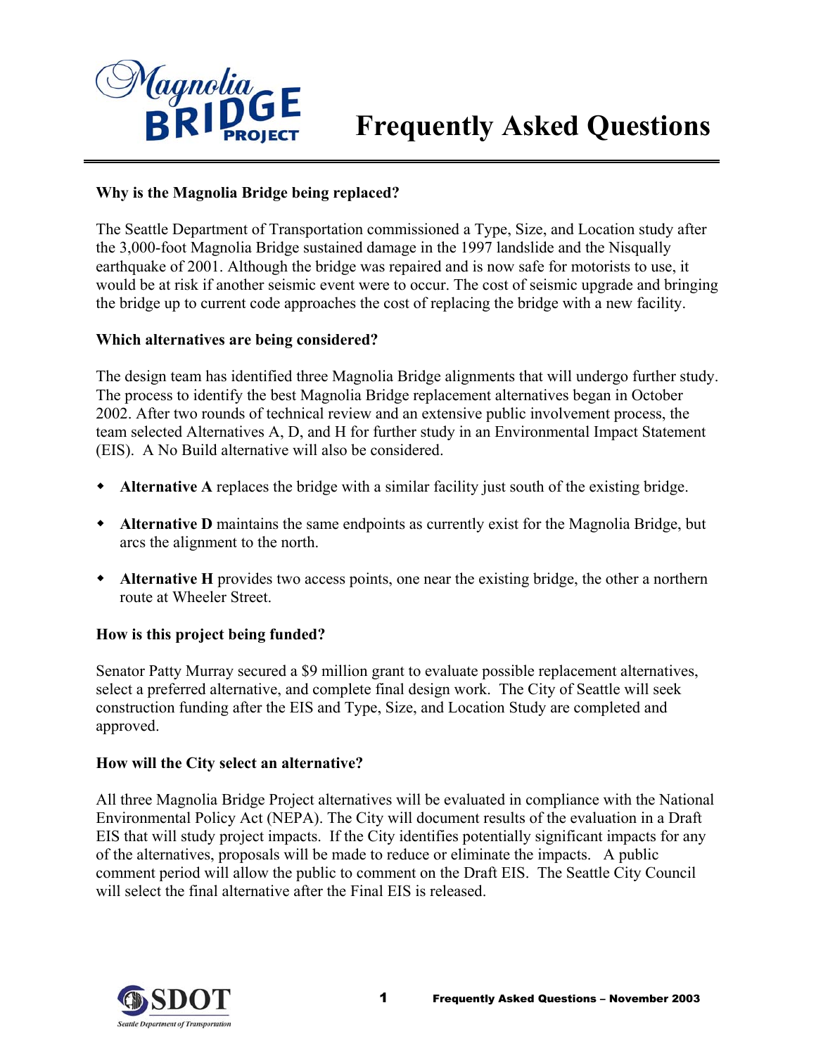# Magnolia Bridge Project

# Frequently Asked Questions

**Why is the Magnolia Bridge being replaced?**

The Seattle Department of Transportation commissioned a Type, Size, and Location study after the 3,000-foot Magnolia Bridge sustained damage in the 1997 landslide and the Nisqually earthquake of 2001. Although the bridge was repaired and is now safe for motorists to use, it would be at risk if another seismic event were to occur. The cost of seismic upgrade and bringing the bridge up to current code approaches the cost of replacing the bridge with a new facility.

**Which alternatives are being considered?**

The design team has identified three Magnolia Bridge alignments that will undergo further study. The process to identify the best Magnolia Bridge replacement alternatives began in October 2002. After two rounds of technical review and an extensive public involvement process, the team selected Alternatives A, D, and H for further study in an Environmental Impact Statement (EIS). A No Build alternative will also be considered.

- **Alternative A** replaces the bridge with a similar facility just south of the existing bridge.
- **Alternative D** maintains the same endpoints as currently exist for the Magnolia Bridge, but arcs the alignment to the north.
- **Alternative H** provides two access points, one near the existing bridge, the other a northern route at Wheeler Street.

**How is this project being funded?**

Senator Patty Murray secured a $9 million grant to evaluate possible replacement alternatives, select a preferred alternative, and complete final design work. The City of Seattle will seek construction funding after the EIS and Type, Size, and Location Study are completed and approved.

**How will the City select an alternative?**

All three Magnolia Bridge Project alternatives will be evaluated in compliance with the National Environmental Policy Act (NEPA). The City will document results of the evaluation in a Draft EIS that will study project impacts. If the City identifies potentially significant impacts for any of the alternatives, proposals will be made to reduce or eliminate the impacts. A public comment period will allow the public to comment on the Draft EIS. The Seattle City Council will select the final alternative after the Final EIS is released.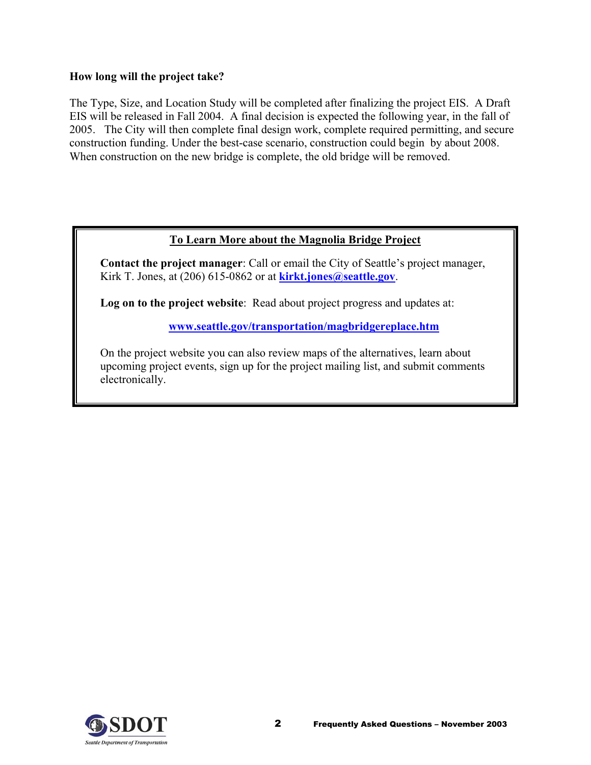**How long will the project take?**

The Type, Size, and Location Study will be completed after finalizing the project EIS. A Draft EIS will be released in Fall 2004. A final decision is expected the following year, in the fall of 2005. The City will then complete final design work, complete required permitting, and secure construction funding. Under the best-case scenario, construction could begin by about 2008. When construction on the new bridge is complete, the old bridge will be removed.

**To Learn More about the Magnolia Bridge Project**

**Contact the project manager**: Call or email the City of Seattle's project manager, Kirk T. Jones, at (206) 615-0862 or at **kirkt.jones@seattle.gov**.

**Log on to the project website**: Read about project progress and updates at:

**www.seattle.gov/transportation/magbridgereplace.htm**

On the project website you can also review maps of the alternatives, learn about upcoming project events, sign up for the project mailing list, and submit comments electronically.